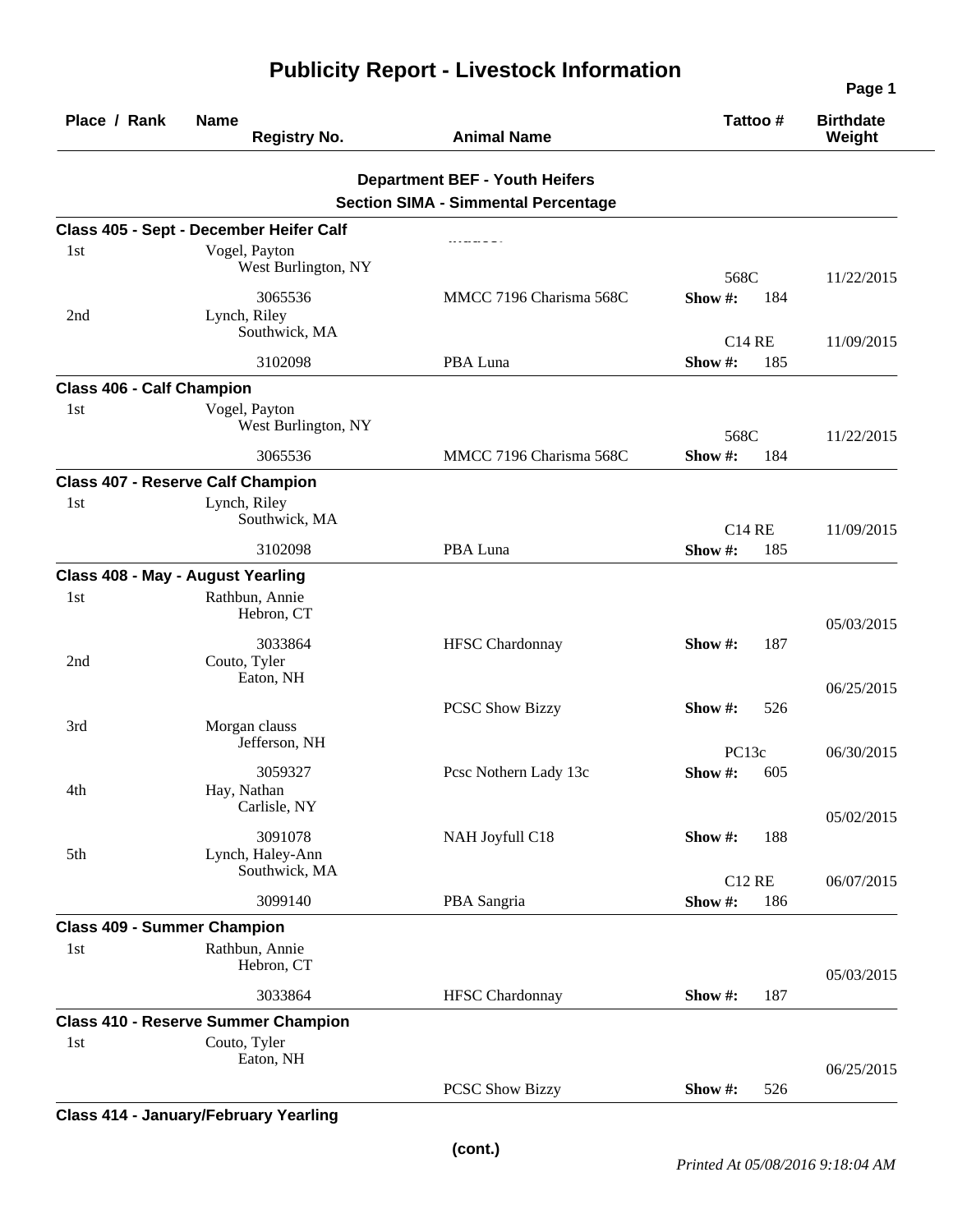# Publicity Report - Livestock Information

| Place / Rank | Name / Registry No. | Animal Name | Tattoo # | Birthdate / Weight |
|---|---|---|---|---|

## Department BEF - Youth Heifers
## Section SIMA - Simmental Percentage

### Class 405 - Sept - December Heifer Calf

| Place / Rank | Name / Registry No. | Animal Name | Tattoo # | Birthdate / Weight |
|---|---|---|---|---|
| 1st | Vogel, Payton<br>West Burlington, NY<br>3065536 | MMCC 7196 Charisma 568C | 568C<br>Show #: 184 | 11/22/2015 |
| 2nd | Lynch, Riley<br>Southwick, MA<br>3102098 | PBA Luna | C14 RE<br>Show #: 185 | 11/09/2015 |

### Class 406 - Calf Champion

| Place / Rank | Name / Registry No. | Animal Name | Tattoo # | Birthdate / Weight |
|---|---|---|---|---|
| 1st | Vogel, Payton<br>West Burlington, NY<br>3065536 | MMCC 7196 Charisma 568C | 568C<br>Show #: 184 | 11/22/2015 |

### Class 407 - Reserve Calf Champion

| Place / Rank | Name / Registry No. | Animal Name | Tattoo # | Birthdate / Weight |
|---|---|---|---|---|
| 1st | Lynch, Riley<br>Southwick, MA<br>3102098 | PBA Luna | C14 RE<br>Show #: 185 | 11/09/2015 |

### Class 408 - May - August Yearling

| Place / Rank | Name / Registry No. | Animal Name | Tattoo # | Birthdate / Weight |
|---|---|---|---|---|
| 1st | Rathbun, Annie<br>Hebron, CT<br>3033864 | HFSC Chardonnay | Show #: 187 | 05/03/2015 |
| 2nd | Couto, Tyler<br>Eaton, NH | PCSC Show Bizzy | Show #: 526 | 06/25/2015 |
| 3rd | Morgan clauss<br>Jefferson, NH<br>3059327 | Pcsc Nothern Lady 13c | PC13c<br>Show #: 605 | 06/30/2015 |
| 4th | Hay, Nathan<br>Carlisle, NY<br>3091078 | NAH Joyfull C18 | Show #: 188 | 05/02/2015 |
| 5th | Lynch, Haley-Ann<br>Southwick, MA<br>3099140 | PBA Sangria | C12 RE<br>Show #: 186 | 06/07/2015 |

### Class 409 - Summer Champion

| Place / Rank | Name / Registry No. | Animal Name | Tattoo # | Birthdate / Weight |
|---|---|---|---|---|
| 1st | Rathbun, Annie<br>Hebron, CT<br>3033864 | HFSC Chardonnay | Show #: 187 | 05/03/2015 |

### Class 410 - Reserve Summer Champion

| Place / Rank | Name / Registry No. | Animal Name | Tattoo # | Birthdate / Weight |
|---|---|---|---|---|
| 1st | Couto, Tyler<br>Eaton, NH | PCSC Show Bizzy | Show #: 526 | 06/25/2015 |

### Class 414 - January/February Yearling

(cont.)

*Printed At 05/08/2016 9:18:04 AM*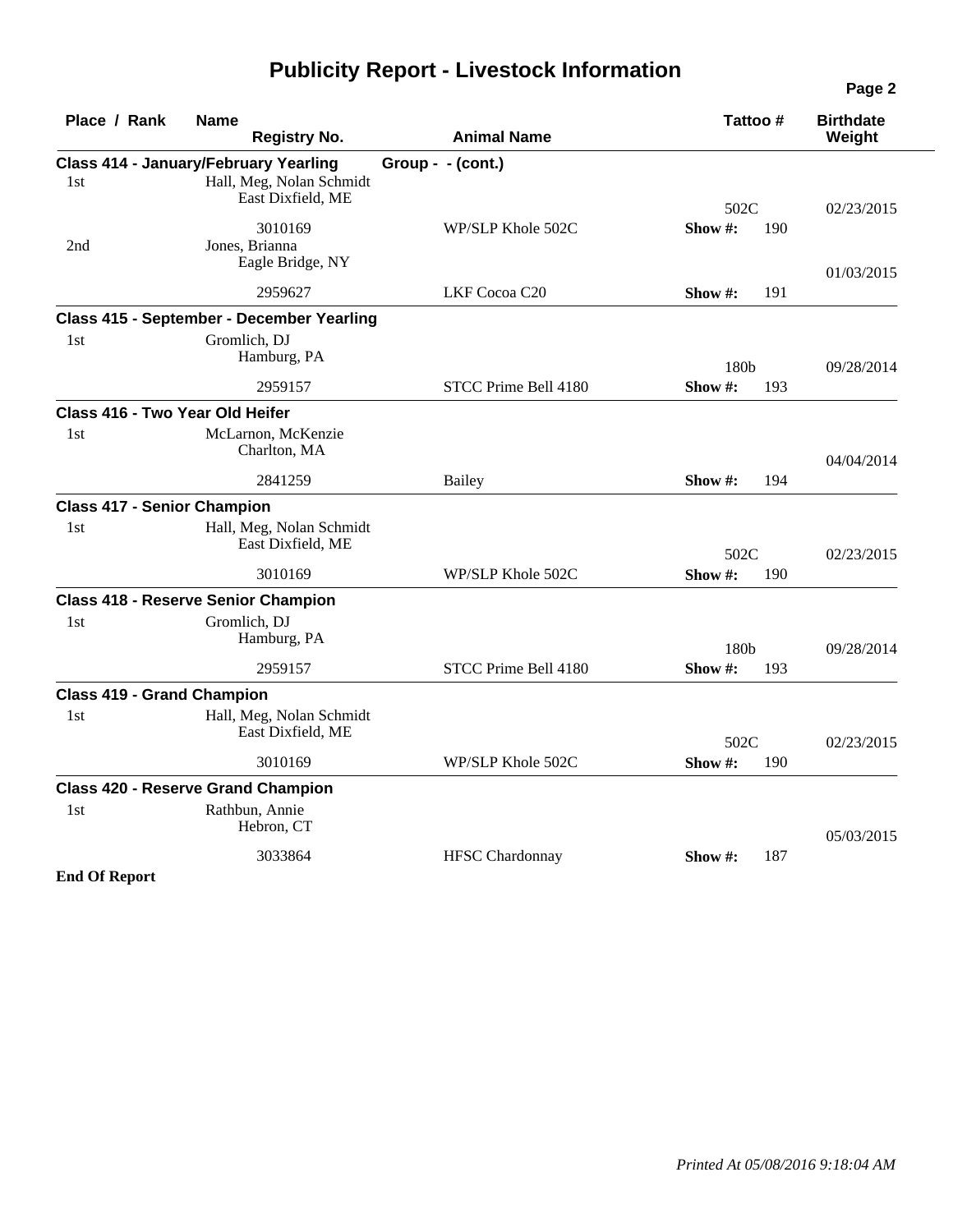# Publicity Report - Livestock Information

| Place / Rank | Name / Registry No. | Animal Name | Tattoo # | Show # | Birthdate / Weight |
|---|---|---|---|---|---|
| **Class 414 - January/February Yearling Group - - (cont.)** | | | | | |
| 1st | Hall, Meg, Nolan Schmidt<br>East Dixfield, ME<br>3010169 | WP/SLP Khole 502C | 502C | 190 | 02/23/2015 |
| 2nd | Jones, Brianna<br>Eagle Bridge, NY<br>2959627 | LKF Cocoa C20 | | 191 | 01/03/2015 |
| **Class 415 - September - December Yearling** | | | | | |
| 1st | Gromlich, DJ<br>Hamburg, PA<br>2959157 | STCC Prime Bell 4180 | 180b | 193 | 09/28/2014 |
| **Class 416 - Two Year Old Heifer** | | | | | |
| 1st | McLarnon, McKenzie<br>Charlton, MA<br>2841259 | Bailey | | 194 | 04/04/2014 |
| **Class 417 - Senior Champion** | | | | | |
| 1st | Hall, Meg, Nolan Schmidt<br>East Dixfield, ME<br>3010169 | WP/SLP Khole 502C | 502C | 190 | 02/23/2015 |
| **Class 418 - Reserve Senior Champion** | | | | | |
| 1st | Gromlich, DJ<br>Hamburg, PA<br>2959157 | STCC Prime Bell 4180 | 180b | 193 | 09/28/2014 |
| **Class 419 - Grand Champion** | | | | | |
| 1st | Hall, Meg, Nolan Schmidt<br>East Dixfield, ME<br>3010169 | WP/SLP Khole 502C | 502C | 190 | 02/23/2015 |
| **Class 420 - Reserve Grand Champion** | | | | | |
| 1st | Rathbun, Annie<br>Hebron, CT<br>3033864 | HFSC Chardonnay | | 187 | 05/03/2015 |

**End Of Report**

*Printed At 05/08/2016 9:18:04 AM*